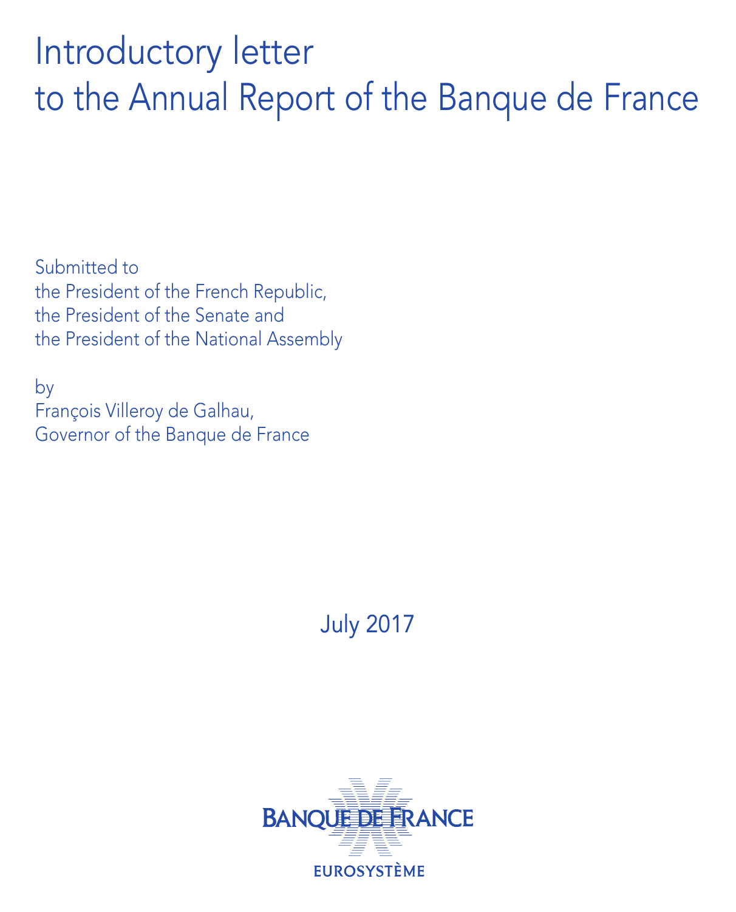# Introductory letter to the Annual Report of the Banque de France

Submitted to
the President of the French Republic,
the President of the Senate and
the President of the National Assembly

by
François Villeroy de Galhau,
Governor of the Banque de France

July 2017

BANQUE DE FRANCE

EUROSYSTÈME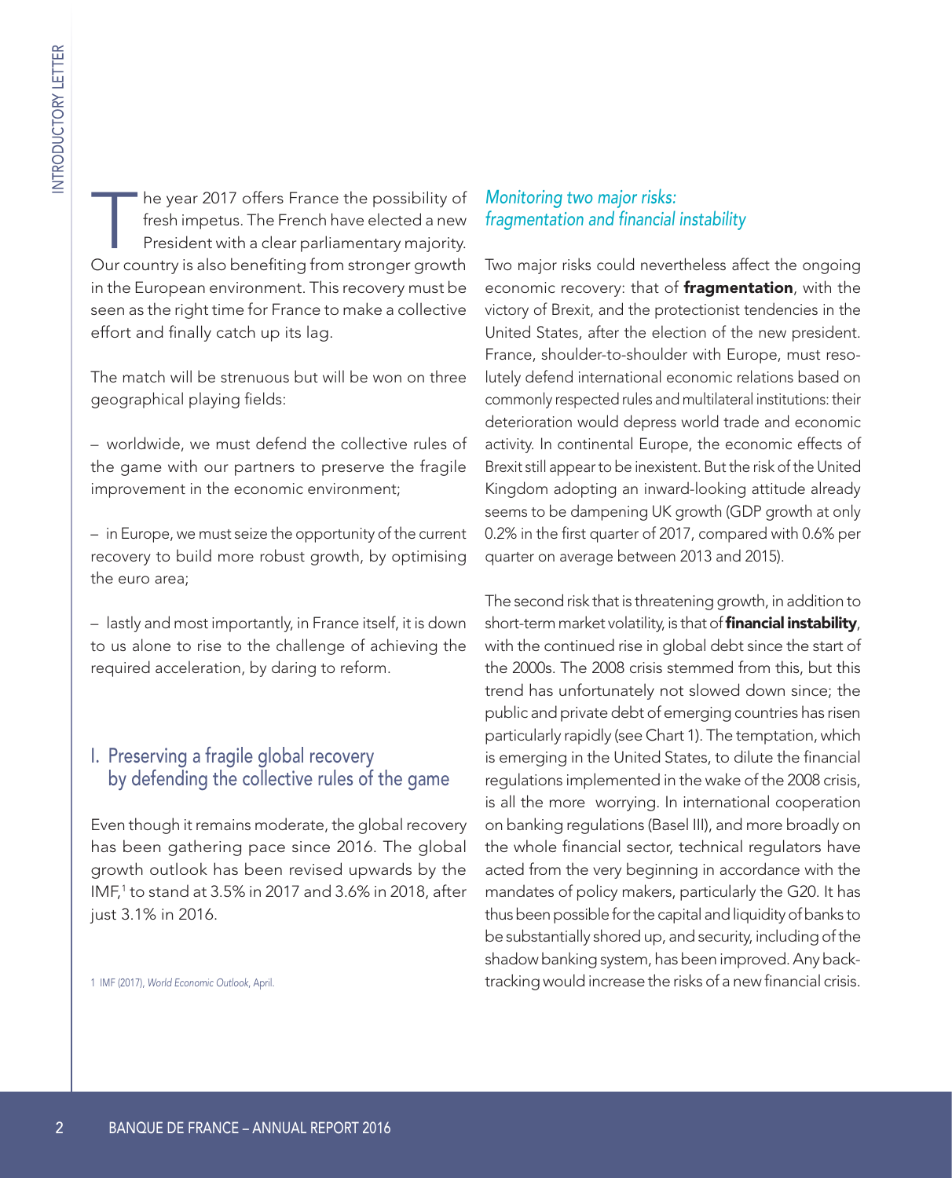The year 2017 offers France the possibility of fresh impetus. The French have elected a new President with a clear parliamentary majority. Our country is also benefiting from stronger growth in the European environment. This recovery must be seen as the right time for France to make a collective effort and finally catch up its lag.

The match will be strenuous but will be won on three geographical playing fields:

– worldwide, we must defend the collective rules of the game with our partners to preserve the fragile improvement in the economic environment;

– in Europe, we must seize the opportunity of the current recovery to build more robust growth, by optimising the euro area;

– lastly and most importantly, in France itself, it is down to us alone to rise to the challenge of achieving the required acceleration, by daring to reform.

## I. Preserving a fragile global recovery by defending the collective rules of the game

Even though it remains moderate, the global recovery has been gathering pace since 2016. The global growth outlook has been revised upwards by the IMF,[1] to stand at 3.5% in 2017 and 3.6% in 2018, after just 3.1% in 2016.

1 IMF (2017), *World Economic Outlook*, April.

### *Monitoring two major risks: fragmentation and financial instability*

Two major risks could nevertheless affect the ongoing economic recovery: that of **fragmentation**, with the victory of Brexit, and the protectionist tendencies in the United States, after the election of the new president. France, shoulder-to-shoulder with Europe, must resolutely defend international economic relations based on commonly respected rules and multilateral institutions: their deterioration would depress world trade and economic activity. In continental Europe, the economic effects of Brexit still appear to be inexistent. But the risk of the United Kingdom adopting an inward-looking attitude already seems to be dampening UK growth (GDP growth at only 0.2% in the first quarter of 2017, compared with 0.6% per quarter on average between 2013 and 2015).

The second risk that is threatening growth, in addition to short-term market volatility, is that of **financial instability**, with the continued rise in global debt since the start of the 2000s. The 2008 crisis stemmed from this, but this trend has unfortunately not slowed down since; the public and private debt of emerging countries has risen particularly rapidly (see Chart 1). The temptation, which is emerging in the United States, to dilute the financial regulations implemented in the wake of the 2008 crisis, is all the more worrying. In international cooperation on banking regulations (Basel III), and more broadly on the whole financial sector, technical regulators have acted from the very beginning in accordance with the mandates of policy makers, particularly the G20. It has thus been possible for the capital and liquidity of banks to be substantially shored up, and security, including of the shadow banking system, has been improved. Any backtracking would increase the risks of a new financial crisis.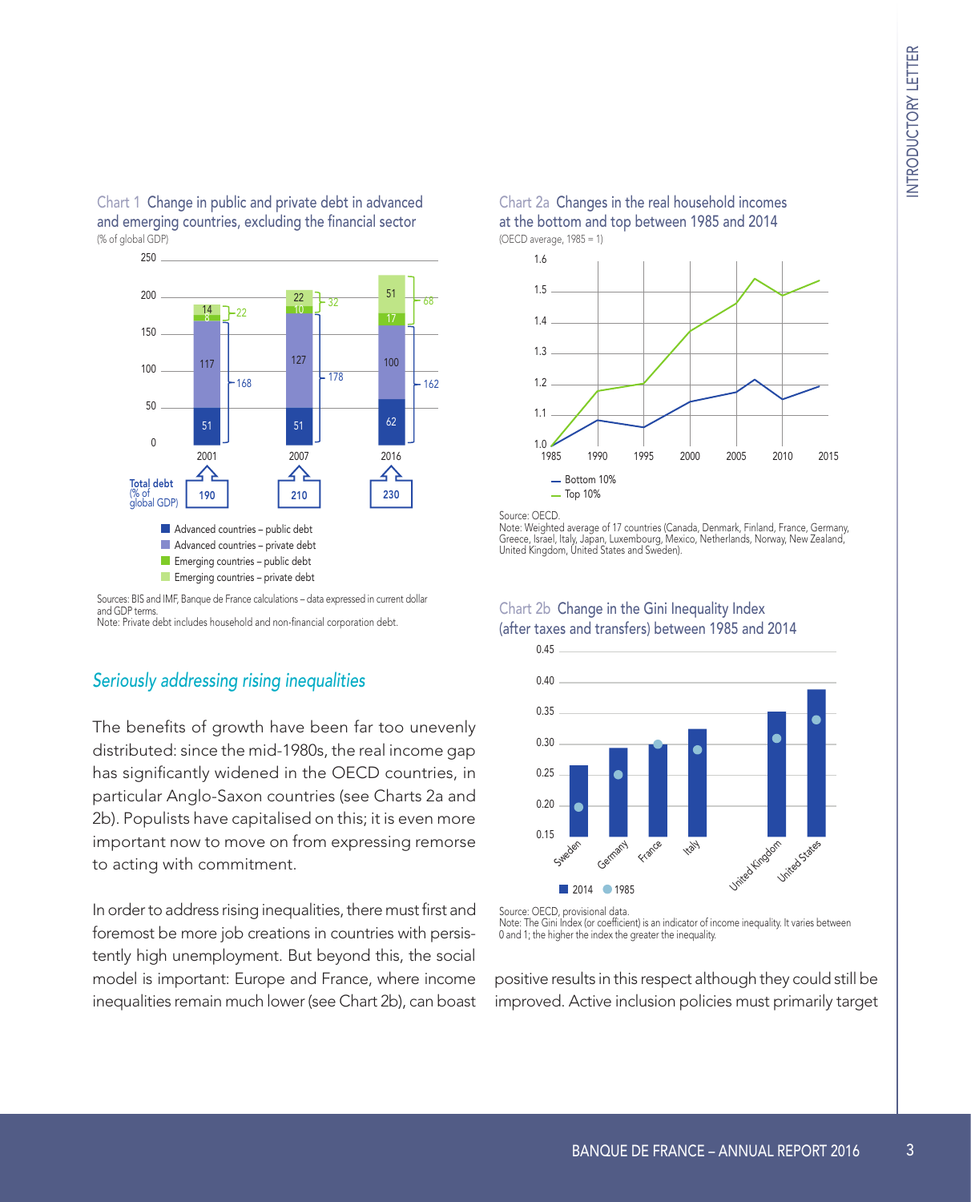Chart 1 Change in public and private debt in advanced and emerging countries, excluding the financial sector

(% of global GDP)

250
200
150
100
50
0

2001: 51, 117, 8, 14; 22; 168
2007: 51, 127, 10, 22; 32; 178
2016: 62, 100, 17, 51; 68; 162

Total debt (% of global GDP): 190, 210, 230

Advanced countries – public debt
Advanced countries – private debt
Emerging countries – public debt
Emerging countries – private debt

Sources: BIS and IMF, Banque de France calculations – data expressed in current dollar and GDP terms.
Note: Private debt includes household and non-financial corporation debt.

## *Seriously addressing rising inequalities*

The benefits of growth have been far too unevenly distributed: since the mid-1980s, the real income gap has significantly widened in the OECD countries, in particular Anglo-Saxon countries (see Charts 2a and 2b). Populists have capitalised on this; it is even more important now to move on from expressing remorse to acting with commitment.

In order to address rising inequalities, there must first and foremost be more job creations in countries with persistently high unemployment. But beyond this, the social model is important: Europe and France, where income inequalities remain much lower (see Chart 2b), can boast positive results in this respect although they could still be improved. Active inclusion policies must primarily target

Chart 2a Changes in the real household incomes at the bottom and top between 1985 and 2014

(OECD average, 1985 = 1)

1.6
1.5
1.4
1.3
1.2
1.1
1.0

1985 1990 1995 2000 2005 2010 2015

Bottom 10%
Top 10%

Source: OECD.
Note: Weighted average of 17 countries (Canada, Denmark, Finland, France, Germany, Greece, Israel, Italy, Japan, Luxembourg, Mexico, Netherlands, Norway, New Zealand, United Kingdom, United States and Sweden).

Chart 2b Change in the Gini Inequality Index (after taxes and transfers) between 1985 and 2014

0.45
0.40
0.35
0.30
0.25
0.20
0.15

Sweden Germany France Italy United Kingdom United States

2014 1985

Source: OECD, provisional data.
Note: The Gini Index (or coefficient) is an indicator of income inequality. It varies between 0 and 1; the higher the index the greater the inequality.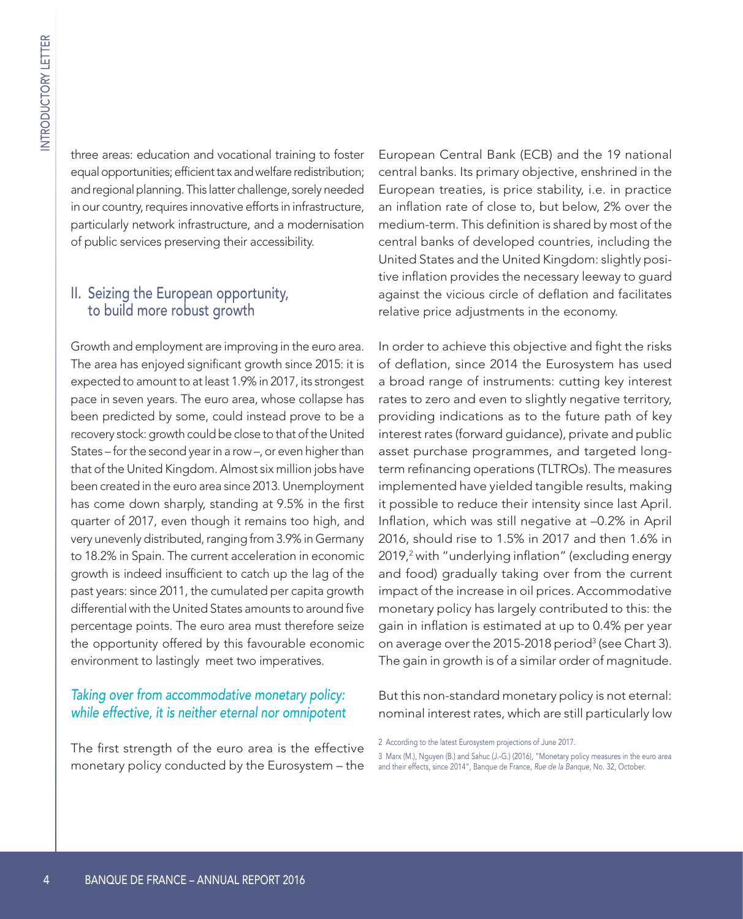three areas: education and vocational training to foster equal opportunities; efficient tax and welfare redistribution; and regional planning. This latter challenge, sorely needed in our country, requires innovative efforts in infrastructure, particularly network infrastructure, and a modernisation of public services preserving their accessibility.

## II. Seizing the European opportunity, to build more robust growth

Growth and employment are improving in the euro area. The area has enjoyed significant growth since 2015: it is expected to amount to at least 1.9% in 2017, its strongest pace in seven years. The euro area, whose collapse has been predicted by some, could instead prove to be a recovery stock: growth could be close to that of the United States – for the second year in a row –, or even higher than that of the United Kingdom. Almost six million jobs have been created in the euro area since 2013. Unemployment has come down sharply, standing at 9.5% in the first quarter of 2017, even though it remains too high, and very unevenly distributed, ranging from 3.9% in Germany to 18.2% in Spain. The current acceleration in economic growth is indeed insufficient to catch up the lag of the past years: since 2011, the cumulated per capita growth differential with the United States amounts to around five percentage points. The euro area must therefore seize the opportunity offered by this favourable economic environment to lastingly meet two imperatives.

### *Taking over from accommodative monetary policy: while effective, it is neither eternal nor omnipotent*

The first strength of the euro area is the effective monetary policy conducted by the Eurosystem – the European Central Bank (ECB) and the 19 national central banks. Its primary objective, enshrined in the European treaties, is price stability, i.e. in practice an inflation rate of close to, but below, 2% over the medium-term. This definition is shared by most of the central banks of developed countries, including the United States and the United Kingdom: slightly positive inflation provides the necessary leeway to guard against the vicious circle of deflation and facilitates relative price adjustments in the economy.

In order to achieve this objective and fight the risks of deflation, since 2014 the Eurosystem has used a broad range of instruments: cutting key interest rates to zero and even to slightly negative territory, providing indications as to the future path of key interest rates (forward guidance), private and public asset purchase programmes, and targeted long-term refinancing operations (TLTROs). The measures implemented have yielded tangible results, making it possible to reduce their intensity since last April. Inflation, which was still negative at –0.2% in April 2016, should rise to 1.5% in 2017 and then 1.6% in 2019,[2] with "underlying inflation" (excluding energy and food) gradually taking over from the current impact of the increase in oil prices. Accommodative monetary policy has largely contributed to this: the gain in inflation is estimated at up to 0.4% per year on average over the 2015-2018 period[3] (see Chart 3). The gain in growth is of a similar order of magnitude.

But this non-standard monetary policy is not eternal: nominal interest rates, which are still particularly low

2 According to the latest Eurosystem projections of June 2017.

3 Marx (M.), Nguyen (B.) and Sahuc (J.-G.) (2016), "Monetary policy measures in the euro area and their effects, since 2014", Banque de France, *Rue de la Banque*, No. 32, October.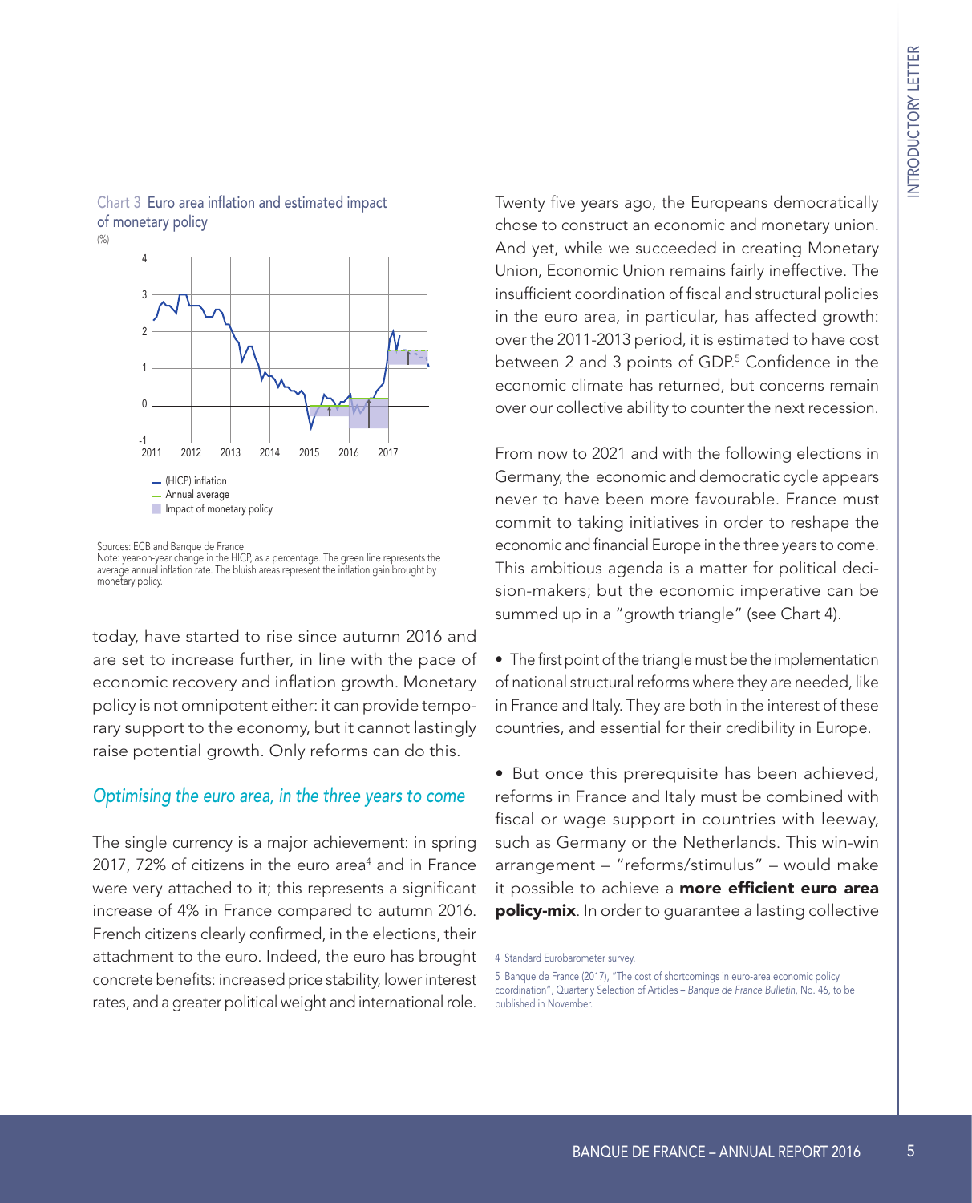Chart 3 Euro area inflation and estimated impact of monetary policy

(%)

4
3
2
1
0
-1

2011 2012 2013 2014 2015 2016 2017

(HICP) inflation
Annual average
Impact of monetary policy

Sources: ECB and Banque de France.
Note: year-on-year change in the HICP, as a percentage. The green line represents the average annual inflation rate. The bluish areas represent the inflation gain brought by monetary policy.

today, have started to rise since autumn 2016 and are set to increase further, in line with the pace of economic recovery and inflation growth. Monetary policy is not omnipotent either: it can provide temporary support to the economy, but it cannot lastingly raise potential growth. Only reforms can do this.

## *Optimising the euro area, in the three years to come*

The single currency is a major achievement: in spring 2017, 72% of citizens in the euro area[4] and in France were very attached to it; this represents a significant increase of 4% in France compared to autumn 2016. French citizens clearly confirmed, in the elections, their attachment to the euro. Indeed, the euro has brought concrete benefits: increased price stability, lower interest rates, and a greater political weight and international role.

Twenty five years ago, the Europeans democratically chose to construct an economic and monetary union. And yet, while we succeeded in creating Monetary Union, Economic Union remains fairly ineffective. The insufficient coordination of fiscal and structural policies in the euro area, in particular, has affected growth: over the 2011-2013 period, it is estimated to have cost between 2 and 3 points of GDP.[5] Confidence in the economic climate has returned, but concerns remain over our collective ability to counter the next recession.

From now to 2021 and with the following elections in Germany, the economic and democratic cycle appears never to have been more favourable. France must commit to taking initiatives in order to reshape the economic and financial Europe in the three years to come. This ambitious agenda is a matter for political decision-makers; but the economic imperative can be summed up in a "growth triangle" (see Chart 4).

- The first point of the triangle must be the implementation of national structural reforms where they are needed, like in France and Italy. They are both in the interest of these countries, and essential for their credibility in Europe.

- But once this prerequisite has been achieved, reforms in France and Italy must be combined with fiscal or wage support in countries with leeway, such as Germany or the Netherlands. This win-win arrangement – "reforms/stimulus" – would make it possible to achieve a **more efficient euro area policy-mix**. In order to guarantee a lasting collective

4 Standard Eurobarometer survey.

5 Banque de France (2017), "The cost of shortcomings in euro-area economic policy coordination", Quarterly Selection of Articles – *Banque de France Bulletin*, No. 46, to be published in November.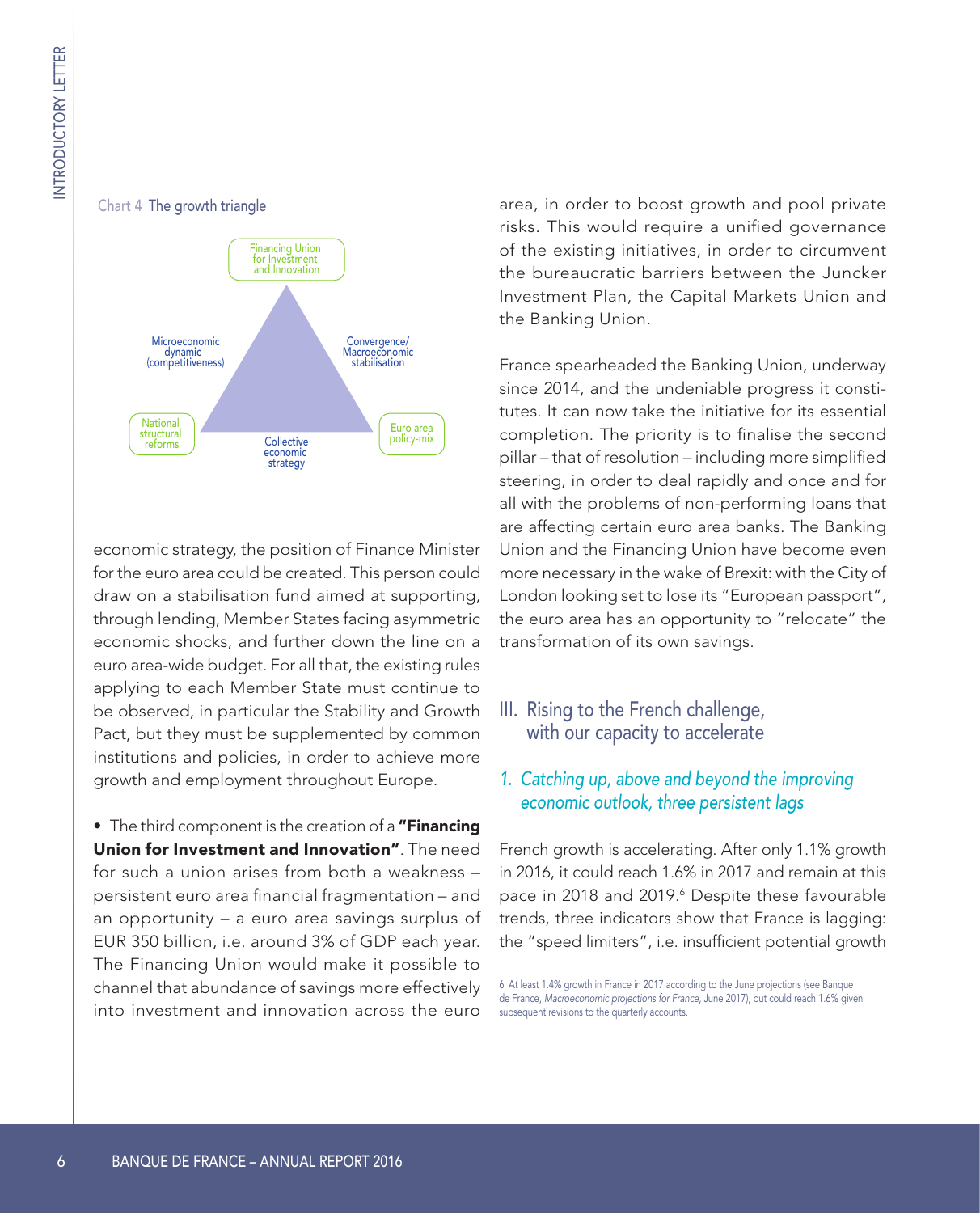Chart 4 The growth triangle

Financing Union for Investment and Innovation

Microeconomic dynamic (competitiveness)

Convergence/ Macroeconomic stabilisation

National structural reforms

Collective economic strategy

Euro area policy-mix

economic strategy, the position of Finance Minister for the euro area could be created. This person could draw on a stabilisation fund aimed at supporting, through lending, Member States facing asymmetric economic shocks, and further down the line on a euro area-wide budget. For all that, the existing rules applying to each Member State must continue to be observed, in particular the Stability and Growth Pact, but they must be supplemented by common institutions and policies, in order to achieve more growth and employment throughout Europe.

• The third component is the creation of a **"Financing Union for Investment and Innovation"**. The need for such a union arises from both a weakness – persistent euro area financial fragmentation – and an opportunity – a euro area savings surplus of EUR 350 billion, i.e. around 3% of GDP each year. The Financing Union would make it possible to channel that abundance of savings more effectively into investment and innovation across the euro area, in order to boost growth and pool private risks. This would require a unified governance of the existing initiatives, in order to circumvent the bureaucratic barriers between the Juncker Investment Plan, the Capital Markets Union and the Banking Union.

France spearheaded the Banking Union, underway since 2014, and the undeniable progress it constitutes. It can now take the initiative for its essential completion. The priority is to finalise the second pillar – that of resolution – including more simplified steering, in order to deal rapidly and once and for all with the problems of non-performing loans that are affecting certain euro area banks. The Banking Union and the Financing Union have become even more necessary in the wake of Brexit: with the City of London looking set to lose its "European passport", the euro area has an opportunity to "relocate" the transformation of its own savings.

## III. Rising to the French challenge, with our capacity to accelerate

### *1. Catching up, above and beyond the improving economic outlook, three persistent lags*

French growth is accelerating. After only 1.1% growth in 2016, it could reach 1.6% in 2017 and remain at this pace in 2018 and 2019.[6] Despite these favourable trends, three indicators show that France is lagging: the "speed limiters", i.e. insufficient potential growth

6 At least 1.4% growth in France in 2017 according to the June projections (see Banque de France, *Macroeconomic projections for France*, June 2017), but could reach 1.6% given subsequent revisions to the quarterly accounts.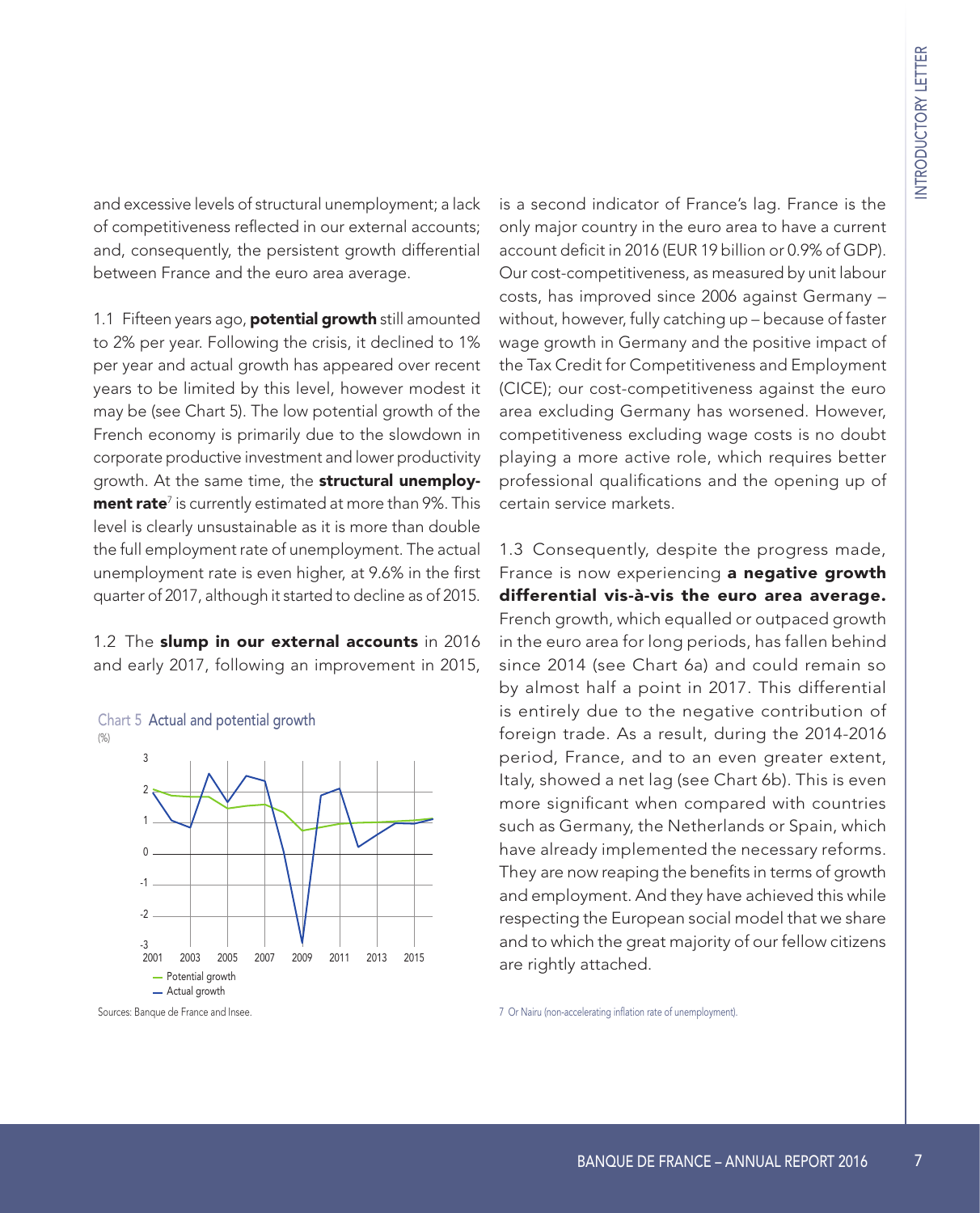and excessive levels of structural unemployment; a lack of competitiveness reflected in our external accounts; and, consequently, the persistent growth differential between France and the euro area average.

1.1 Fifteen years ago, **potential growth** still amounted to 2% per year. Following the crisis, it declined to 1% per year and actual growth has appeared over recent years to be limited by this level, however modest it may be (see Chart 5). The low potential growth of the French economy is primarily due to the slowdown in corporate productive investment and lower productivity growth. At the same time, the **structural unemployment rate**[7] is currently estimated at more than 9%. This level is clearly unsustainable as it is more than double the full employment rate of unemployment. The actual unemployment rate is even higher, at 9.6% in the first quarter of 2017, although it started to decline as of 2015.

1.2 The **slump in our external accounts** in 2016 and early 2017, following an improvement in 2015, is a second indicator of France's lag. France is the only major country in the euro area to have a current account deficit in 2016 (EUR 19 billion or 0.9% of GDP). Our cost-competitiveness, as measured by unit labour costs, has improved since 2006 against Germany – without, however, fully catching up – because of faster wage growth in Germany and the positive impact of the Tax Credit for Competitiveness and Employment (CICE); our cost-competitiveness against the euro area excluding Germany has worsened. However, competitiveness excluding wage costs is no doubt playing a more active role, which requires better professional qualifications and the opening up of certain service markets.

Chart 5 Actual and potential growth

(%)

3
2
1
0
-1
-2
-3

2001 2003 2005 2007 2009 2011 2013 2015

Potential growth
Actual growth

Sources: Banque de France and Insee.

1.3 Consequently, despite the progress made, France is now experiencing **a negative growth differential vis-à-vis the euro area average.** French growth, which equalled or outpaced growth in the euro area for long periods, has fallen behind since 2014 (see Chart 6a) and could remain so by almost half a point in 2017. This differential is entirely due to the negative contribution of foreign trade. As a result, during the 2014-2016 period, France, and to an even greater extent, Italy, showed a net lag (see Chart 6b). This is even more significant when compared with countries such as Germany, the Netherlands or Spain, which have already implemented the necessary reforms. They are now reaping the benefits in terms of growth and employment. And they have achieved this while respecting the European social model that we share and to which the great majority of our fellow citizens are rightly attached.

7 Or Nairu (non-accelerating inflation rate of unemployment).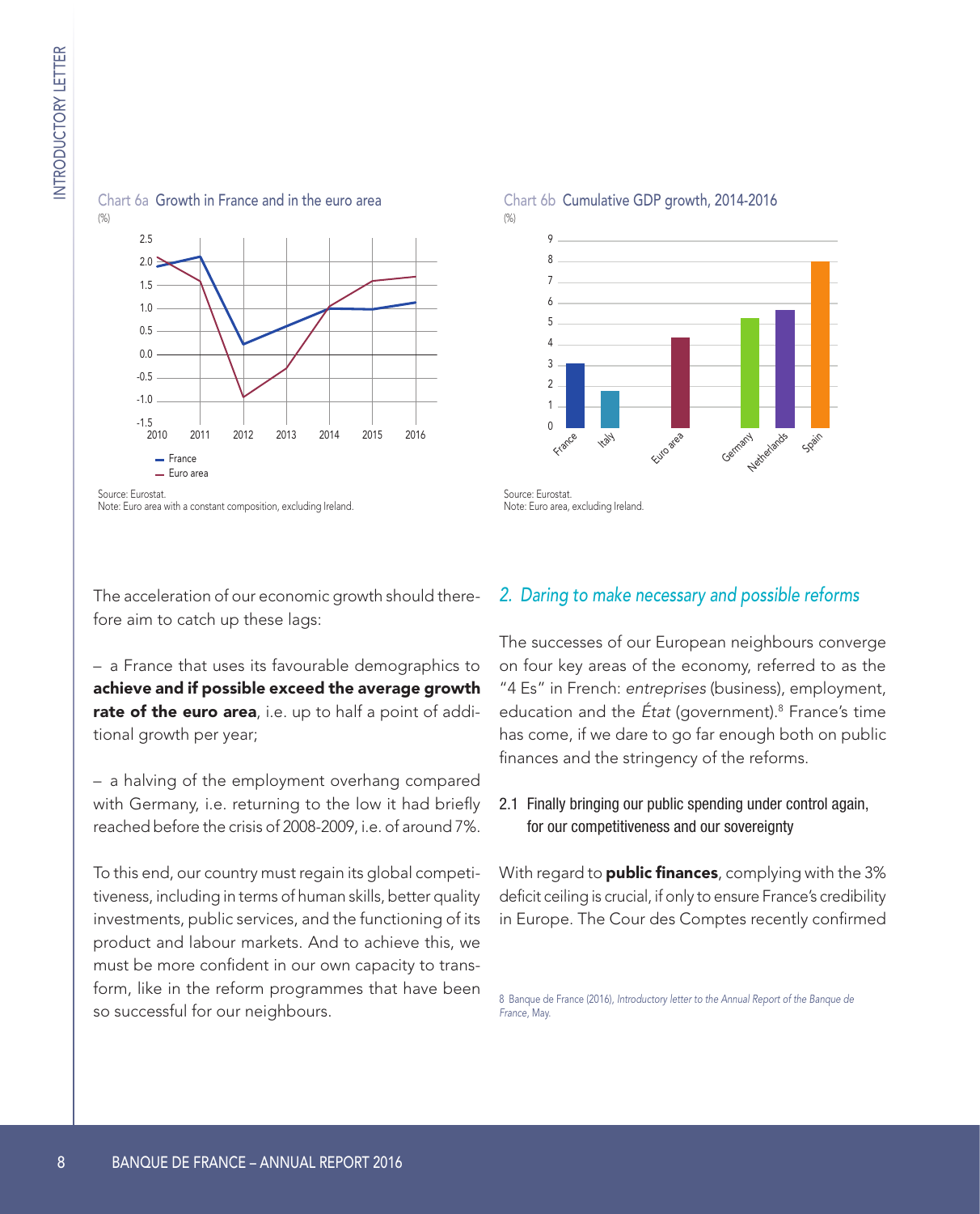Chart 6a Growth in France and in the euro area

(%)

2.5
2.0
1.5
1.0
0.5
0.0
-0.5
-1.0
-1.5

2010 2011 2012 2013 2014 2015 2016

France
Euro area

Source: Eurostat.
Note: Euro area with a constant composition, excluding Ireland.

Chart 6b Cumulative GDP growth, 2014-2016

(%)

9
8
7
6
5
4
3
2
1
0

France Italy Euro area Germany Netherlands Spain

Source: Eurostat.
Note: Euro area, excluding Ireland.

The acceleration of our economic growth should therefore aim to catch up these lags:

– a France that uses its favourable demographics to **achieve and if possible exceed the average growth rate of the euro area**, i.e. up to half a point of additional growth per year;

– a halving of the employment overhang compared with Germany, i.e. returning to the low it had briefly reached before the crisis of 2008-2009, i.e. of around 7%.

To this end, our country must regain its global competitiveness, including in terms of human skills, better quality investments, public services, and the functioning of its product and labour markets. And to achieve this, we must be more confident in our own capacity to transform, like in the reform programmes that have been so successful for our neighbours.

## *2. Daring to make necessary and possible reforms*

The successes of our European neighbours converge on four key areas of the economy, referred to as the "4 Es" in French: *entreprises* (business), employment, education and the *État* (government).[8] France's time has come, if we dare to go far enough both on public finances and the stringency of the reforms.

### 2.1 Finally bringing our public spending under control again, for our competitiveness and our sovereignty

With regard to **public finances**, complying with the 3% deficit ceiling is crucial, if only to ensure France's credibility in Europe. The Cour des Comptes recently confirmed

8 Banque de France (2016), *Introductory letter to the Annual Report of the Banque de France*, May.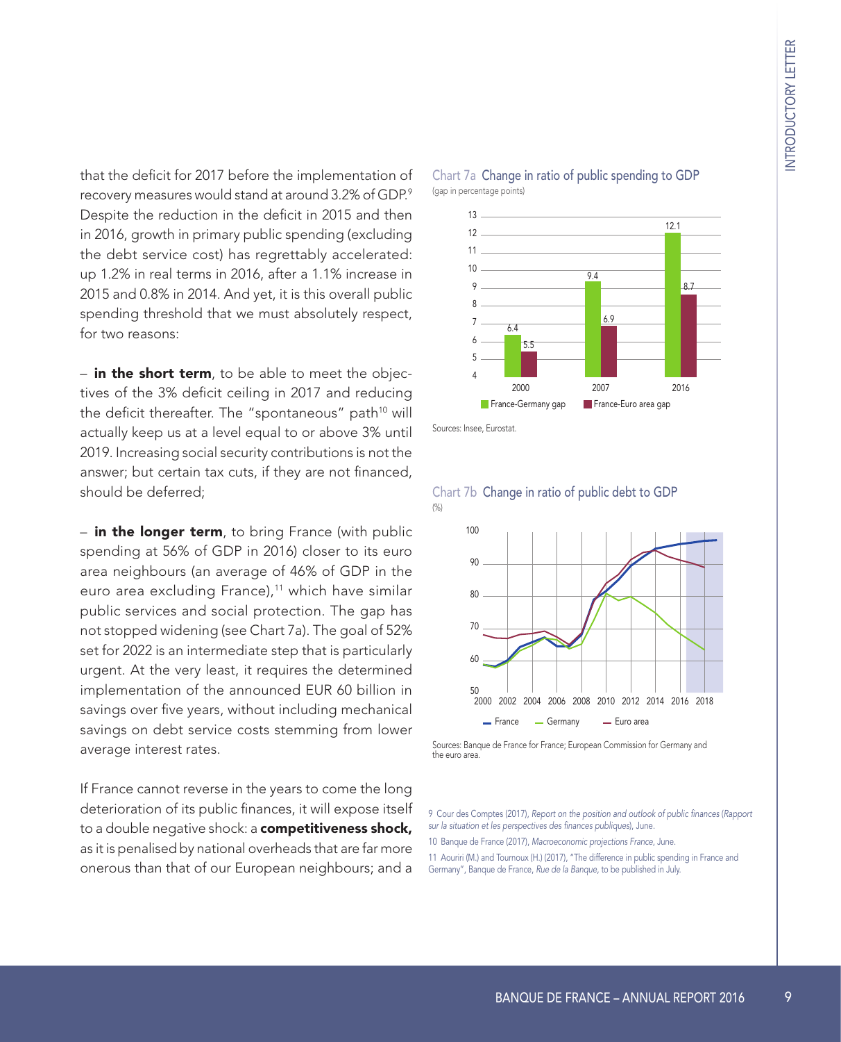that the deficit for 2017 before the implementation of recovery measures would stand at around 3.2% of GDP.[9] Despite the reduction in the deficit in 2015 and then in 2016, growth in primary public spending (excluding the debt service cost) has regrettably accelerated: up 1.2% in real terms in 2016, after a 1.1% increase in 2015 and 0.8% in 2014. And yet, it is this overall public spending threshold that we must absolutely respect, for two reasons:

– **in the short term**, to be able to meet the objectives of the 3% deficit ceiling in 2017 and reducing the deficit thereafter. The "spontaneous" path[10] will actually keep us at a level equal to or above 3% until 2019. Increasing social security contributions is not the answer; but certain tax cuts, if they are not financed, should be deferred;

– **in the longer term**, to bring France (with public spending at 56% of GDP in 2016) closer to its euro area neighbours (an average of 46% of GDP in the euro area excluding France),[11] which have similar public services and social protection. The gap has not stopped widening (see Chart 7a). The goal of 52% set for 2022 is an intermediate step that is particularly urgent. At the very least, it requires the determined implementation of the announced EUR 60 billion in savings over five years, without including mechanical savings on debt service costs stemming from lower average interest rates.

If France cannot reverse in the years to come the long deterioration of its public finances, it will expose itself to a double negative shock: a **competitiveness shock,** as it is penalised by national overheads that are far more onerous than that of our European neighbours; and a

Chart 7a Change in ratio of public spending to GDP
(gap in percentage points)

13
12
11
10
9
8
7
6
5
4
6.4
5.5
9.4
6.9
12.1
8.7
2000
2007
2016
France-Germany gap
France-Euro area gap

Sources: Insee, Eurostat.

Chart 7b Change in ratio of public debt to GDP
(%)

100
90
80
70
60
50
2000 2002 2004 2006 2008 2010 2012 2014 2016 2018
France
Germany
Euro area

Sources: Banque de France for France; European Commission for Germany and the euro area.

9 Cour des Comptes (2017), *Report on the position and outlook of public finances* (*Rapport sur la situation et les perspectives des finances publiques*), June.

10 Banque de France (2017), *Macroeconomic projections France*, June.

11 Aouriri (M.) and Tournoux (H.) (2017), "The difference in public spending in France and Germany", Banque de France, *Rue de la Banque*, to be published in July.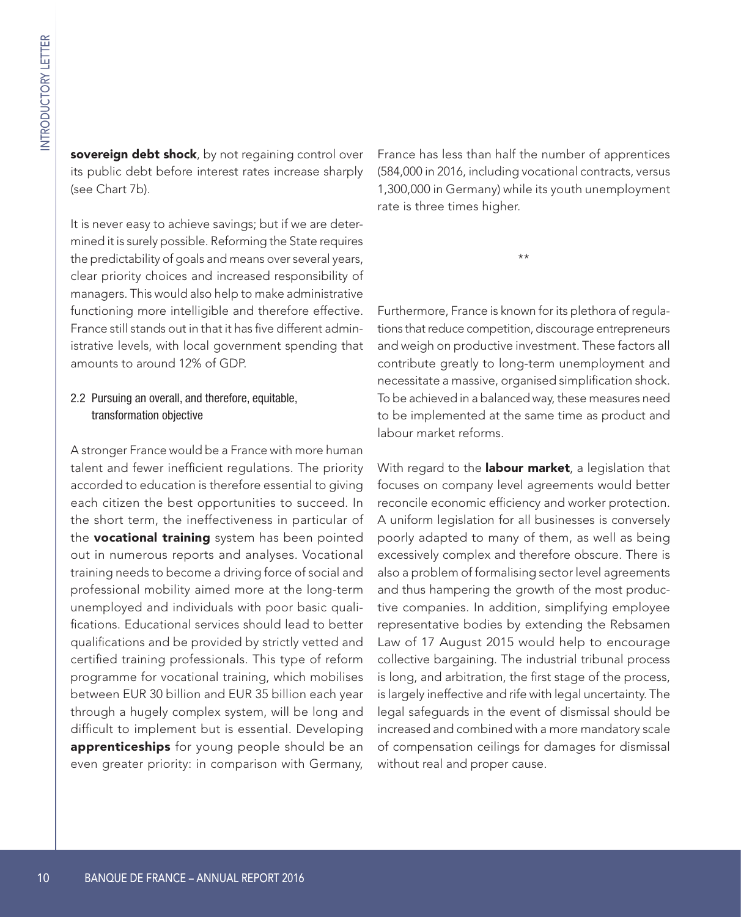**sovereign debt shock**, by not regaining control over its public debt before interest rates increase sharply (see Chart 7b).

It is never easy to achieve savings; but if we are determined it is surely possible. Reforming the State requires the predictability of goals and means over several years, clear priority choices and increased responsibility of managers. This would also help to make administrative functioning more intelligible and therefore effective. France still stands out in that it has five different administrative levels, with local government spending that amounts to around 12% of GDP.

### 2.2 Pursuing an overall, and therefore, equitable, transformation objective

A stronger France would be a France with more human talent and fewer inefficient regulations. The priority accorded to education is therefore essential to giving each citizen the best opportunities to succeed. In the short term, the ineffectiveness in particular of the **vocational training** system has been pointed out in numerous reports and analyses. Vocational training needs to become a driving force of social and professional mobility aimed more at the long-term unemployed and individuals with poor basic qualifications. Educational services should lead to better qualifications and be provided by strictly vetted and certified training professionals. This type of reform programme for vocational training, which mobilises between EUR 30 billion and EUR 35 billion each year through a hugely complex system, will be long and difficult to implement but is essential. Developing **apprenticeships** for young people should be an even greater priority: in comparison with Germany, France has less than half the number of apprentices (584,000 in 2016, including vocational contracts, versus 1,300,000 in Germany) while its youth unemployment rate is three times higher.

**

Furthermore, France is known for its plethora of regulations that reduce competition, discourage entrepreneurs and weigh on productive investment. These factors all contribute greatly to long-term unemployment and necessitate a massive, organised simplification shock. To be achieved in a balanced way, these measures need to be implemented at the same time as product and labour market reforms.

With regard to the **labour market**, a legislation that focuses on company level agreements would better reconcile economic efficiency and worker protection. A uniform legislation for all businesses is conversely poorly adapted to many of them, as well as being excessively complex and therefore obscure. There is also a problem of formalising sector level agreements and thus hampering the growth of the most productive companies. In addition, simplifying employee representative bodies by extending the Rebsamen Law of 17 August 2015 would help to encourage collective bargaining. The industrial tribunal process is long, and arbitration, the first stage of the process, is largely ineffective and rife with legal uncertainty. The legal safeguards in the event of dismissal should be increased and combined with a more mandatory scale of compensation ceilings for damages for dismissal without real and proper cause.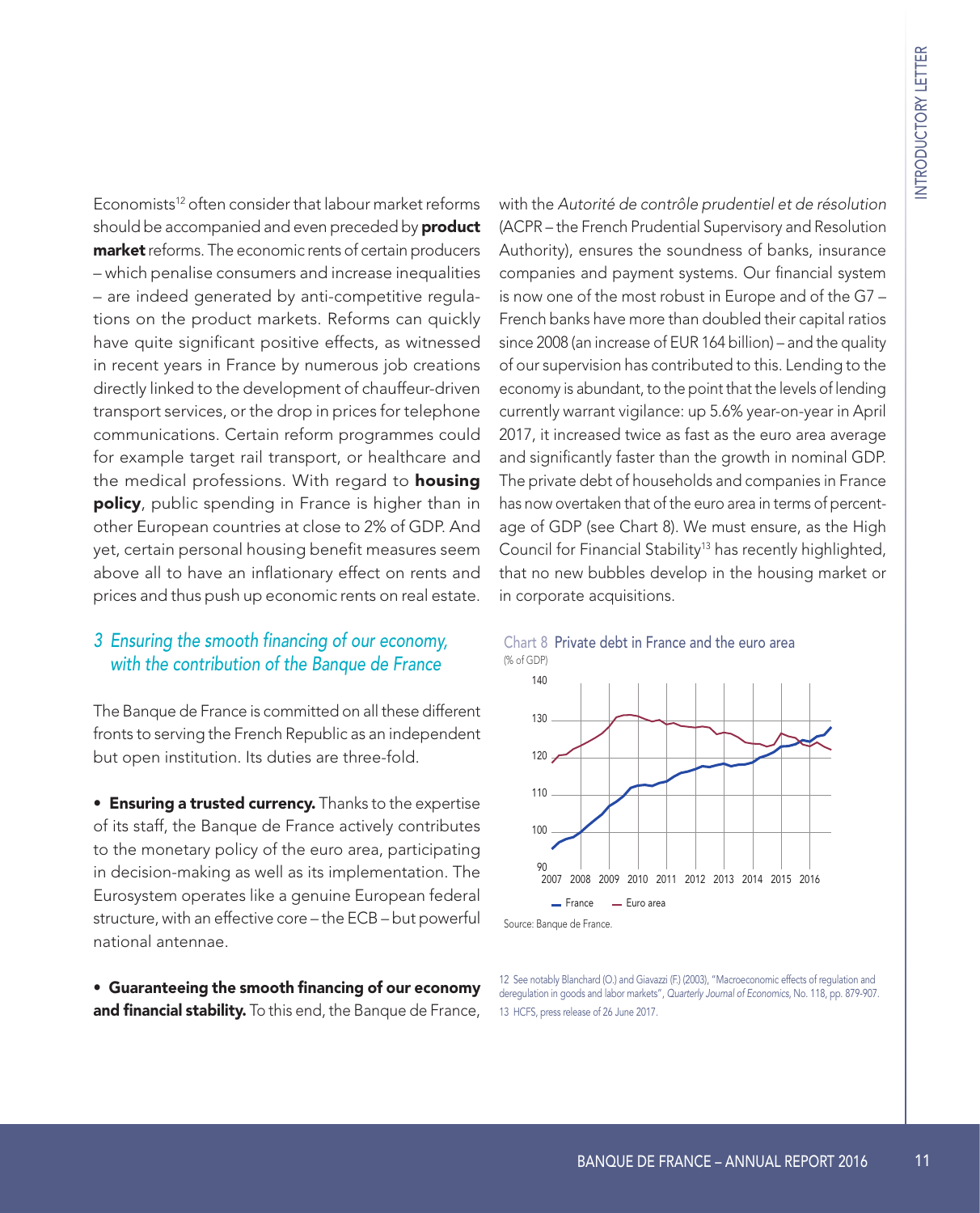Economists[12] often consider that labour market reforms should be accompanied and even preceded by **product market** reforms. The economic rents of certain producers – which penalise consumers and increase inequalities – are indeed generated by anti-competitive regulations on the product markets. Reforms can quickly have quite significant positive effects, as witnessed in recent years in France by numerous job creations directly linked to the development of chauffeur-driven transport services, or the drop in prices for telephone communications. Certain reform programmes could for example target rail transport, or healthcare and the medical professions. With regard to **housing policy**, public spending in France is higher than in other European countries at close to 2% of GDP. And yet, certain personal housing benefit measures seem above all to have an inflationary effect on rents and prices and thus push up economic rents on real estate.

## *3 Ensuring the smooth financing of our economy, with the contribution of the Banque de France*

The Banque de France is committed on all these different fronts to serving the French Republic as an independent but open institution. Its duties are three-fold.

- **Ensuring a trusted currency.** Thanks to the expertise of its staff, the Banque de France actively contributes to the monetary policy of the euro area, participating in decision-making as well as its implementation. The Eurosystem operates like a genuine European federal structure, with an effective core – the ECB – but powerful national antennae.

- **Guaranteeing the smooth financing of our economy and financial stability.** To this end, the Banque de France, with the *Autorité de contrôle prudentiel et de résolution* (ACPR – the French Prudential Supervisory and Resolution Authority), ensures the soundness of banks, insurance companies and payment systems. Our financial system is now one of the most robust in Europe and of the G7 – French banks have more than doubled their capital ratios since 2008 (an increase of EUR 164 billion) – and the quality of our supervision has contributed to this. Lending to the economy is abundant, to the point that the levels of lending currently warrant vigilance: up 5.6% year-on-year in April 2017, it increased twice as fast as the euro area average and significantly faster than the growth in nominal GDP. The private debt of households and companies in France has now overtaken that of the euro area in terms of percentage of GDP (see Chart 8). We must ensure, as the High Council for Financial Stability[13] has recently highlighted, that no new bubbles develop in the housing market or in corporate acquisitions.

Chart 8 Private debt in France and the euro area

(% of GDP)

140
130
120
110
100
90

2007 2008 2009 2010 2011 2012 2013 2014 2015 2016

France — Euro area

Source: Banque de France.

12 See notably Blanchard (O.) and Giavazzi (F.) (2003), "Macroeconomic effects of regulation and deregulation in goods and labor markets", *Quarterly Journal of Economics*, No. 118, pp. 879-907.

13 HCFS, press release of 26 June 2017.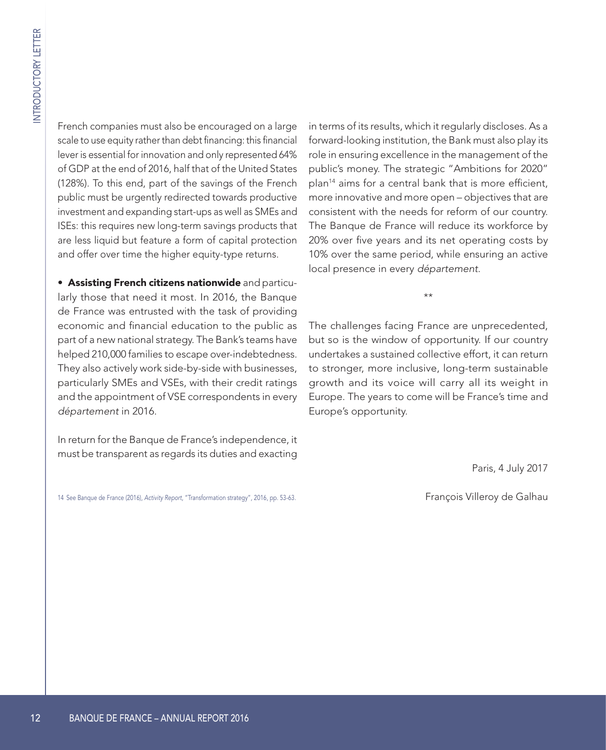French companies must also be encouraged on a large scale to use equity rather than debt financing: this financial lever is essential for innovation and only represented 64% of GDP at the end of 2016, half that of the United States (128%). To this end, part of the savings of the French public must be urgently redirected towards productive investment and expanding start-ups as well as SMEs and ISEs: this requires new long-term savings products that are less liquid but feature a form of capital protection and offer over time the higher equity-type returns.

- **Assisting French citizens nationwide** and particularly those that need it most. In 2016, the Banque de France was entrusted with the task of providing economic and financial education to the public as part of a new national strategy. The Bank's teams have helped 210,000 families to escape over-indebtedness. They also actively work side-by-side with businesses, particularly SMEs and VSEs, with their credit ratings and the appointment of VSE correspondents in every *département* in 2016.

In return for the Banque de France's independence, it must be transparent as regards its duties and exacting in terms of its results, which it regularly discloses. As a forward-looking institution, the Bank must also play its role in ensuring excellence in the management of the public's money. The strategic "Ambitions for 2020" plan[14] aims for a central bank that is more efficient, more innovative and more open – objectives that are consistent with the needs for reform of our country. The Banque de France will reduce its workforce by 20% over five years and its net operating costs by 10% over the same period, while ensuring an active local presence in every *département*.

\*\*

The challenges facing France are unprecedented, but so is the window of opportunity. If our country undertakes a sustained collective effort, it can return to stronger, more inclusive, long-term sustainable growth and its voice will carry all its weight in Europe. The years to come will be France's time and Europe's opportunity.

Paris, 4 July 2017

François Villeroy de Galhau

14 See Banque de France (2016), *Activity Report*, "Transformation strategy", 2016, pp. 53-63.